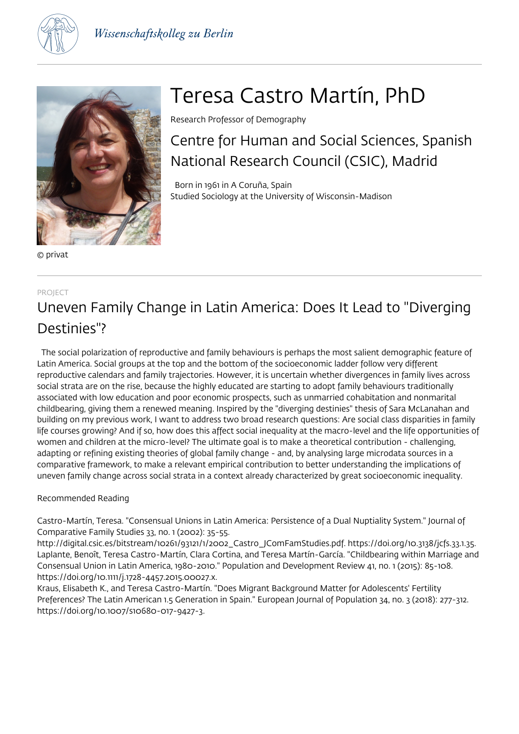Wissenschaftskolleg zu Berlin

# Teresa Castro Martín, PhD

Research Professor of Demography

## Centre for Human and Social Sciences, Spanish National Research Council (CSIC), Madrid

Born in 1961 in A Coruña, Spain
Studied Sociology at the University of Wisconsin-Madison

© privat

PROJECT

## Uneven Family Change in Latin America: Does It Lead to "Diverging Destinies"?

The social polarization of reproductive and family behaviours is perhaps the most salient demographic feature of Latin America. Social groups at the top and the bottom of the socioeconomic ladder follow very different reproductive calendars and family trajectories. However, it is uncertain whether divergences in family lives across social strata are on the rise, because the highly educated are starting to adopt family behaviours traditionally associated with low education and poor economic prospects, such as unmarried cohabitation and nonmarital childbearing, giving them a renewed meaning. Inspired by the "diverging destinies" thesis of Sara McLanahan and building on my previous work, I want to address two broad research questions: Are social class disparities in family life courses growing? And if so, how does this affect social inequality at the macro-level and the life opportunities of women and children at the micro-level? The ultimate goal is to make a theoretical contribution - challenging, adapting or refining existing theories of global family change - and, by analysing large microdata sources in a comparative framework, to make a relevant empirical contribution to better understanding the implications of uneven family change across social strata in a context already characterized by great socioeconomic inequality.

Recommended Reading

Castro-Martín, Teresa. "Consensual Unions in Latin America: Persistence of a Dual Nuptiality System." Journal of Comparative Family Studies 33, no. 1 (2002): 35-55.
http://digital.csic.es/bitstream/10261/93121/1/2002_Castro_JComFamStudies.pdf. https://doi.org/10.3138/jcfs.33.1.35.
Laplante, Benoît, Teresa Castro-Martín, Clara Cortina, and Teresa Martín-García. "Childbearing within Marriage and Consensual Union in Latin America, 1980-2010." Population and Development Review 41, no. 1 (2015): 85-108.
https://doi.org/10.1111/j.1728-4457.2015.00027.x.
Kraus, Elisabeth K., and Teresa Castro-Martín. "Does Migrant Background Matter for Adolescents' Fertility Preferences? The Latin American 1.5 Generation in Spain." European Journal of Population 34, no. 3 (2018): 277-312.
https://doi.org/10.1007/s10680-017-9427-3.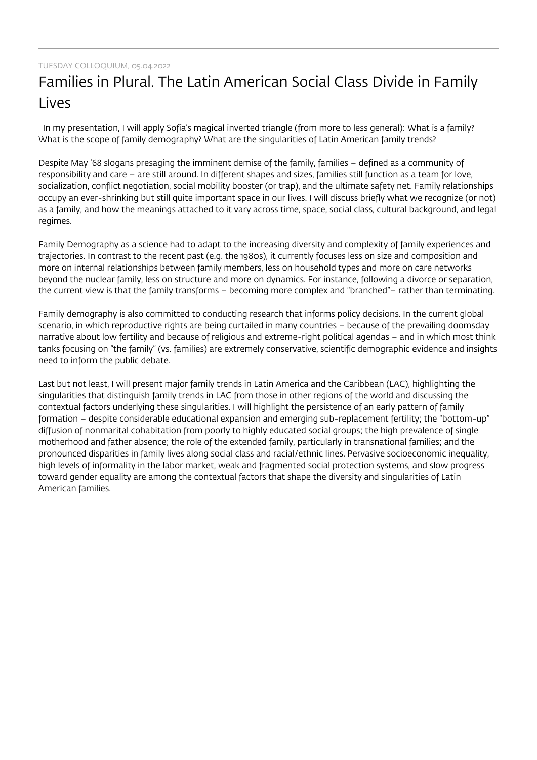TUESDAY COLLOQUIUM, 05.04.2022

# Families in Plural. The Latin American Social Class Divide in Family Lives

In my presentation, I will apply Sofía's magical inverted triangle (from more to less general): What is a family? What is the scope of family demography? What are the singularities of Latin American family trends?

Despite May '68 slogans presaging the imminent demise of the family, families – defined as a community of responsibility and care – are still around. In different shapes and sizes, families still function as a team for love, socialization, conflict negotiation, social mobility booster (or trap), and the ultimate safety net. Family relationships occupy an ever-shrinking but still quite important space in our lives. I will discuss briefly what we recognize (or not) as a family, and how the meanings attached to it vary across time, space, social class, cultural background, and legal regimes.

Family Demography as a science had to adapt to the increasing diversity and complexity of family experiences and trajectories. In contrast to the recent past (e.g. the 1980s), it currently focuses less on size and composition and more on internal relationships between family members, less on household types and more on care networks beyond the nuclear family, less on structure and more on dynamics. For instance, following a divorce or separation, the current view is that the family transforms – becoming more complex and "branched"– rather than terminating.

Family demography is also committed to conducting research that informs policy decisions. In the current global scenario, in which reproductive rights are being curtailed in many countries – because of the prevailing doomsday narrative about low fertility and because of religious and extreme-right political agendas – and in which most think tanks focusing on "the family" (vs. families) are extremely conservative, scientific demographic evidence and insights need to inform the public debate.

Last but not least, I will present major family trends in Latin America and the Caribbean (LAC), highlighting the singularities that distinguish family trends in LAC from those in other regions of the world and discussing the contextual factors underlying these singularities. I will highlight the persistence of an early pattern of family formation – despite considerable educational expansion and emerging sub-replacement fertility; the "bottom-up" diffusion of nonmarital cohabitation from poorly to highly educated social groups; the high prevalence of single motherhood and father absence; the role of the extended family, particularly in transnational families; and the pronounced disparities in family lives along social class and racial/ethnic lines. Pervasive socioeconomic inequality, high levels of informality in the labor market, weak and fragmented social protection systems, and slow progress toward gender equality are among the contextual factors that shape the diversity and singularities of Latin American families.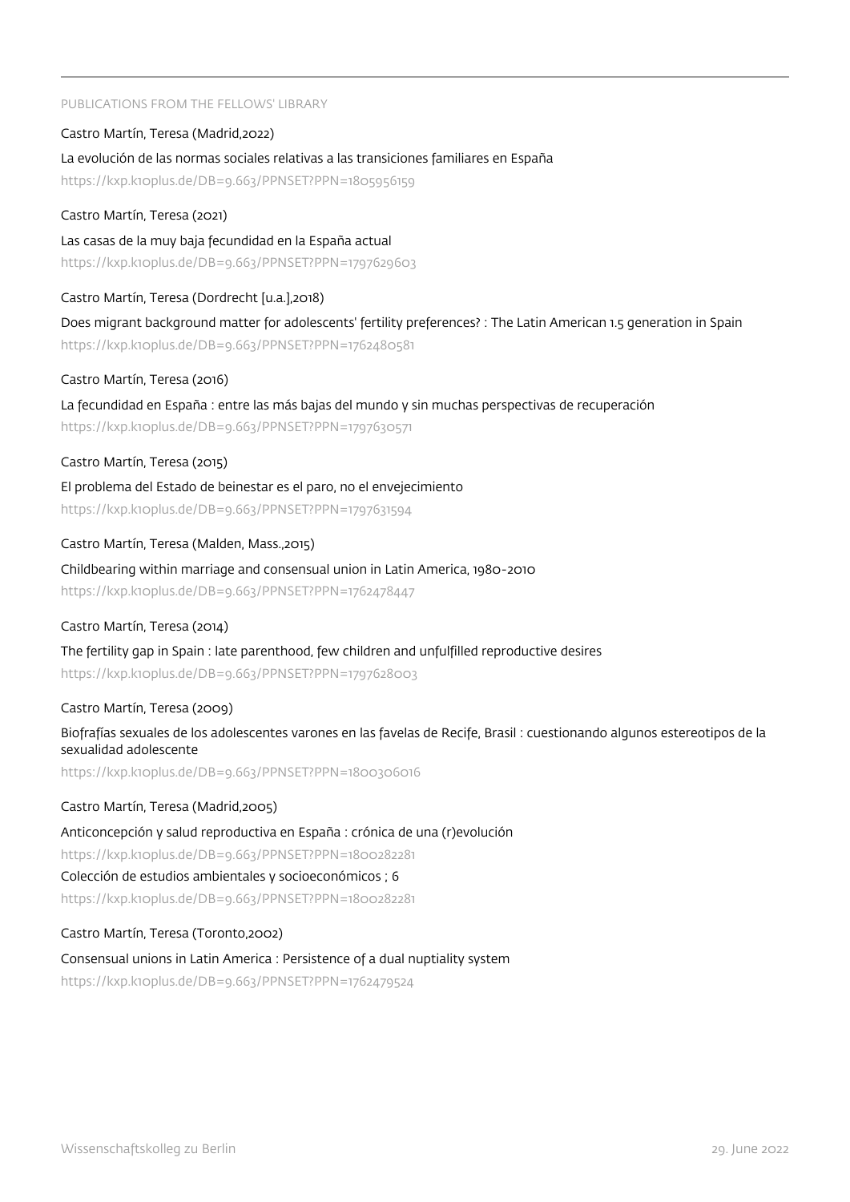PUBLICATIONS FROM THE FELLOWS' LIBRARY

Castro Martín, Teresa (Madrid,2022)

La evolución de las normas sociales relativas a las transiciones familiares en España

https://kxp.k10plus.de/DB=9.663/PPNSET?PPN=1805956159

Castro Martín, Teresa (2021)

Las casas de la muy baja fecundidad en la España actual

https://kxp.k10plus.de/DB=9.663/PPNSET?PPN=1797629603

Castro Martín, Teresa (Dordrecht [u.a.],2018)

Does migrant background matter for adolescents' fertility preferences? : The Latin American 1.5 generation in Spain

https://kxp.k10plus.de/DB=9.663/PPNSET?PPN=1762480581

Castro Martín, Teresa (2016)

La fecundidad en España : entre las más bajas del mundo y sin muchas perspectivas de recuperación

https://kxp.k10plus.de/DB=9.663/PPNSET?PPN=1797630571

Castro Martín, Teresa (2015)

El problema del Estado de beinestar es el paro, no el envejecimiento

https://kxp.k10plus.de/DB=9.663/PPNSET?PPN=1797631594

Castro Martín, Teresa (Malden, Mass.,2015)

Childbearing within marriage and consensual union in Latin America, 1980-2010

https://kxp.k10plus.de/DB=9.663/PPNSET?PPN=1762478447

Castro Martín, Teresa (2014)

The fertility gap in Spain : late parenthood, few children and unfulfilled reproductive desires

https://kxp.k10plus.de/DB=9.663/PPNSET?PPN=1797628003

Castro Martín, Teresa (2009)

Biofrafías sexuales de los adolescentes varones en las favelas de Recife, Brasil : cuestionando algunos estereotipos de la sexualidad adolescente

https://kxp.k10plus.de/DB=9.663/PPNSET?PPN=1800306016

Castro Martín, Teresa (Madrid,2005)

Anticoncepción y salud reproductiva en España : crónica de una (r)evolución

https://kxp.k10plus.de/DB=9.663/PPNSET?PPN=1800282281

Colección de estudios ambientales y socioeconómicos ; 6

https://kxp.k10plus.de/DB=9.663/PPNSET?PPN=1800282281

Castro Martín, Teresa (Toronto,2002)

Consensual unions in Latin America : Persistence of a dual nuptiality system

https://kxp.k10plus.de/DB=9.663/PPNSET?PPN=1762479524